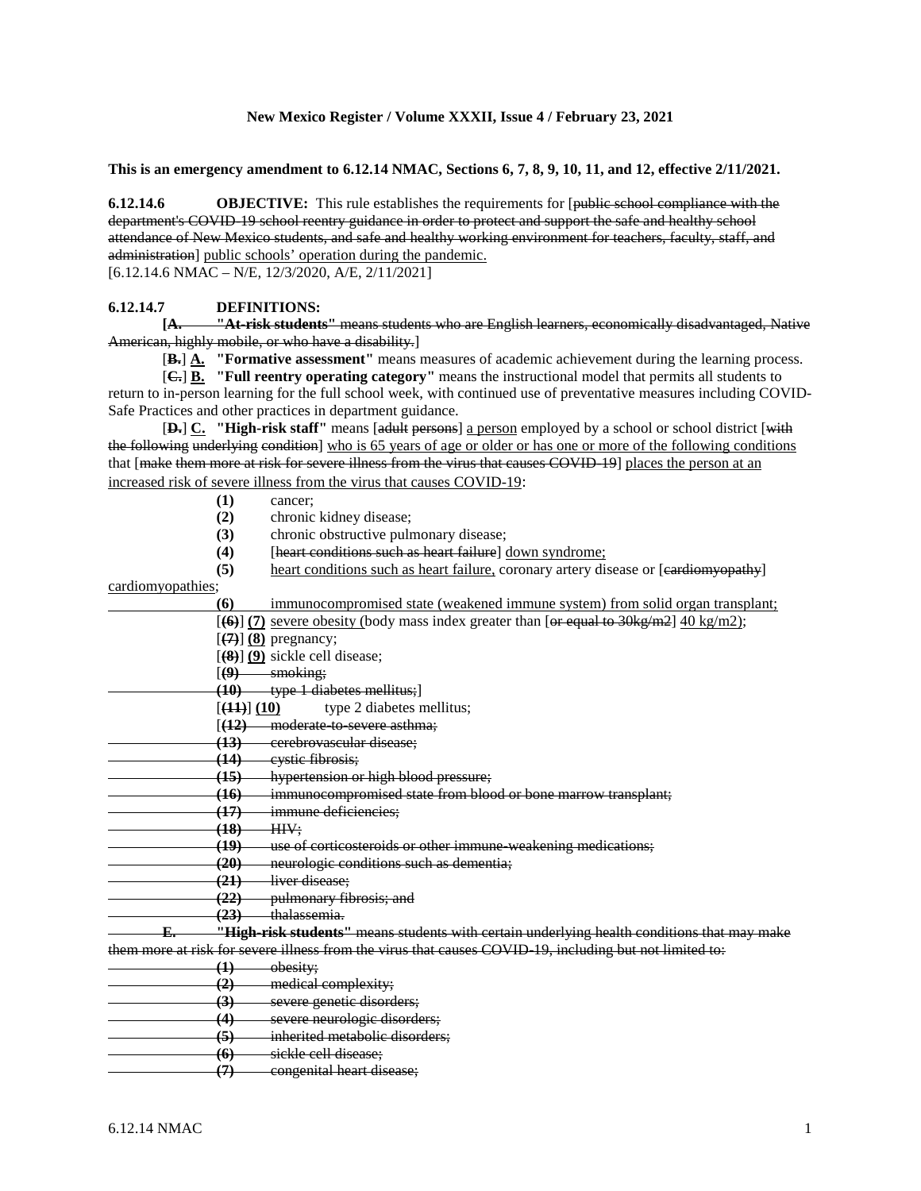**This is an emergency amendment to 6.12.14 NMAC, Sections 6, 7, 8, 9, 10, 11, and 12, effective 2/11/2021.**

**6.12.14.6 OBJECTIVE:** This rule establishes the requirements for [~~public school compliance with the department's COVID-19 school reentry guidance in order to protect and support the safe and healthy school attendance of New Mexico students, and safe and healthy working environment for teachers, faculty, staff, and administration~~] <u>public schools' operation during the pandemic.</u>
[6.12.14.6 NMAC – N/E, 12/3/2020, A/E, 2/11/2021]

**6.12.14.7 DEFINITIONS:**

**[~~A.~~** ~~**"At-risk students"** means students who are English learners, economically disadvantaged, Native American, highly mobile, or who have a disability.~~]

[~~**B.**~~] <u>**A.**</u> **"Formative assessment"** means measures of academic achievement during the learning process.

[~~**C.**~~] <u>**B.**</u> **"Full reentry operating category"** means the instructional model that permits all students to return to in-person learning for the full school week, with continued use of preventative measures including COVID-Safe Practices and other practices in department guidance.

[~~**D.**~~] <u>**C.**</u> **"High-risk staff"** means [~~adult persons~~] <u>a person</u> employed by a school or school district [~~with the following underlying condition~~] <u>who is 65 years of age or older or has one or more of the following conditions</u> that [~~make them more at risk for severe illness from the virus that causes COVID-19~~] <u>places the person at an increased risk of severe illness from the virus that causes COVID-19</u>:

**(1)** cancer;
**(2)** chronic kidney disease;
**(3)** chronic obstructive pulmonary disease;
**(4)** [~~heart conditions such as heart failure~~] <u>down syndrome;</u>
**(5)** <u>heart conditions such as heart failure,</u> coronary artery disease or [~~cardiomyopathy~~] <u>cardiomyopathies</u>;
<u>**(6)** immunocompromised state (weakened immune system) from solid organ transplant;</u>
[~~**(6)**~~] <u>**(7)**</u> <u>severe obesity (</u>body mass index greater than [~~or equal to 30kg/m2~~] <u>40 kg/m2)</u>;
[~~**(7)**~~] <u>**(8)**</u> pregnancy;
[~~**(8)**~~] <u>**(9)**</u> sickle cell disease;
[~~**(9)** smoking;~~
~~**(10)** type 1 diabetes mellitus;~~]
[~~**(11)**~~] <u>**(10)**</u> type 2 diabetes mellitus;
[~~**(12)** moderate-to-severe asthma;~~
~~**(13)** cerebrovascular disease;~~
~~**(14)** cystic fibrosis;~~
~~**(15)** hypertension or high blood pressure;~~
~~**(16)** immunocompromised state from blood or bone marrow transplant;~~
~~**(17)** immune deficiencies;~~
~~**(18)** HIV;~~
~~**(19)** use of corticosteroids or other immune-weakening medications;~~
~~**(20)** neurologic conditions such as dementia;~~
~~**(21)** liver disease;~~
~~**(22)** pulmonary fibrosis; and~~
~~**(23)** thalassemia.~~

~~**E.** **"High-risk students"** means students with certain underlying health conditions that may make them more at risk for severe illness from the virus that causes COVID-19, including but not limited to:~~

~~**(1)** obesity;~~
~~**(2)** medical complexity;~~
~~**(3)** severe genetic disorders;~~
~~**(4)** severe neurologic disorders;~~
~~**(5)** inherited metabolic disorders;~~
~~**(6)** sickle cell disease;~~
~~**(7)** congenital heart disease;~~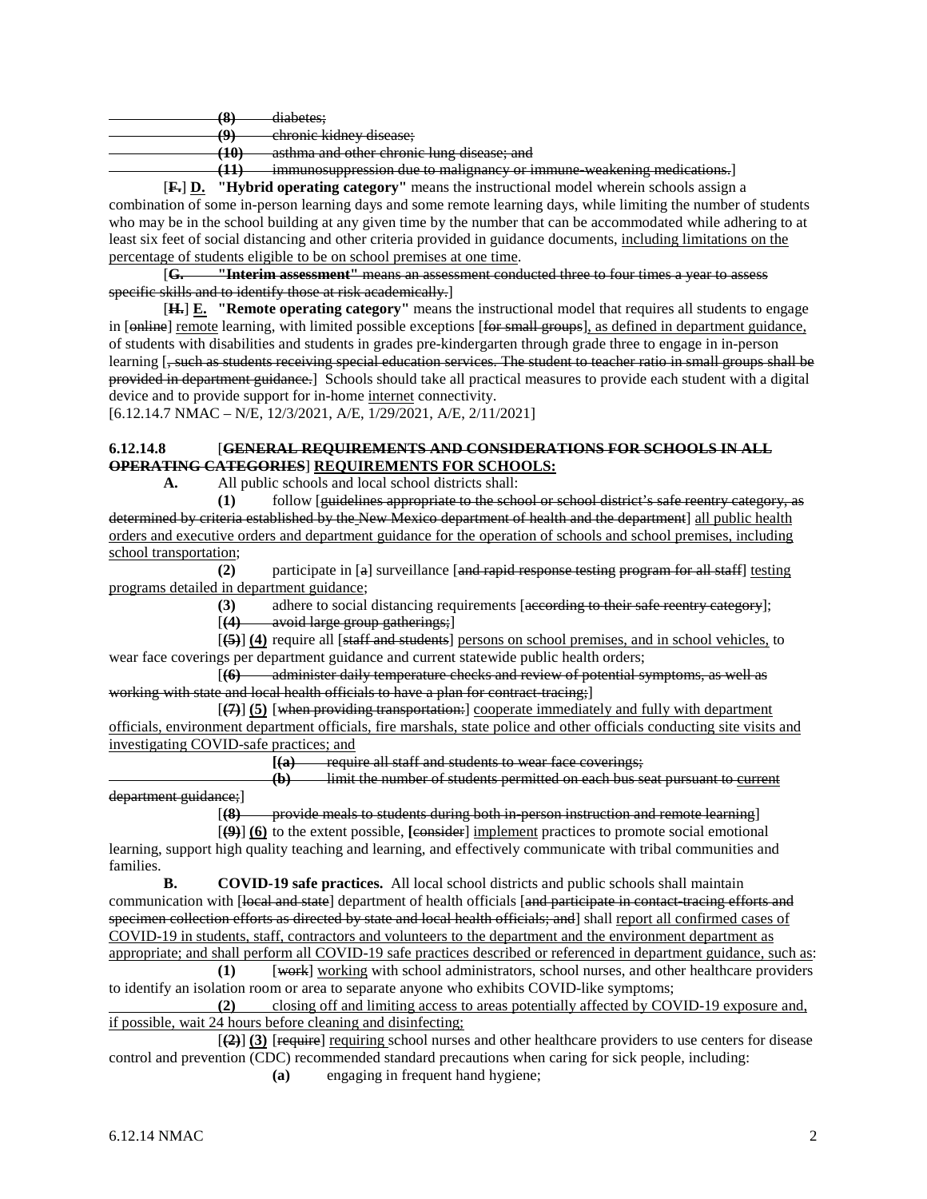~~(8) diabetes;~~
~~(9) chronic kidney disease;~~
~~(10) asthma and other chronic lung disease; and~~
~~(11) immunosuppression due to malignancy or immune-weakening medications.~~]

[~~F.~~] **D.** **"Hybrid operating category"** means the instructional model wherein schools assign a combination of some in-person learning days and some remote learning days, while limiting the number of students who may be in the school building at any given time by the number that can be accommodated while adhering to at least six feet of social distancing and other criteria provided in guidance documents, <u>including limitations on the percentage of students eligible to be on school premises at one time</u>.

[~~**G.** **"Interim assessment"** means an assessment conducted three to four times a year to assess specific skills and to identify those at risk academically.~~]

[~~H.~~] **E.** **"Remote operating category"** means the instructional model that requires all students to engage in [~~online~~] <u>remote</u> learning, with limited possible exceptions [~~for small groups~~]<u>, as defined in department guidance,</u> of students with disabilities and students in grades pre-kindergarten through grade three to engage in in-person learning [~~, such as students receiving special education services. The student to teacher ratio in small groups shall be provided in department guidance.~~] Schools should take all practical measures to provide each student with a digital device and to provide support for in-home <u>internet</u> connectivity.

[6.12.14.7 NMAC – N/E, 12/3/2021, A/E, 1/29/2021, A/E, 2/11/2021]

**6.12.14.8** [~~**GENERAL REQUIREMENTS AND CONSIDERATIONS FOR SCHOOLS IN ALL OPERATING CATEGORIES**~~] <u>**REQUIREMENTS FOR SCHOOLS:**</u>

**A.** All public schools and local school districts shall:

**(1)** follow [~~guidelines appropriate to the school or school district's safe reentry category, as determined by criteria established by the New Mexico department of health and the department~~] <u>all public health orders and executive orders and department guidance for the operation of schools and school premises, including school transportation</u>;

**(2)** participate in [~~a~~] surveillance [~~and rapid response testing program for all staff~~] <u>testing programs detailed in department guidance</u>;

**(3)** adhere to social distancing requirements [~~according to their safe reentry category~~];

[~~**(4)** avoid large group gatherings;~~]

[~~**(5)**~~] **(4)** require all [~~staff and students~~] <u>persons on school premises, and in school vehicles,</u> to wear face coverings per department guidance and current statewide public health orders;

[~~**(6)** administer daily temperature checks and review of potential symptoms, as well as working with state and local health officials to have a plan for contract-tracing;~~]

[~~**(7)**~~] **(5)** [~~when providing transportation:~~] <u>cooperate immediately and fully with department officials, environment department officials, fire marshals, state police and other officials conducting site visits and investigating COVID-safe practices; and</u>

[~~**(a)** require all staff and students to wear face coverings;~~]
~~**(b)** limit the number of students permitted on each bus seat pursuant to current department guidance;~~]

[~~**(8)** provide meals to students during both in-person instruction and remote learning~~]

[~~**(9)**~~] **(6)** to the extent possible, [~~consider~~] <u>implement</u> practices to promote social emotional learning, support high quality teaching and learning, and effectively communicate with tribal communities and families.

**B.** **COVID-19 safe practices.** All local school districts and public schools shall maintain communication with [~~local and state~~] department of health officials [~~and participate in contact-tracing efforts and specimen collection efforts as directed by state and local health officials; and~~] shall <u>report all confirmed cases of COVID-19 in students, staff, contractors and volunteers to the department and the environment department as appropriate; and shall perform all COVID-19 safe practices described or referenced in department guidance, such as</u>:

**(1)** [~~work~~] <u>working</u> with school administrators, school nurses, and other healthcare providers to identify an isolation room or area to separate anyone who exhibits COVID-like symptoms;

<u>**(2)** closing off and limiting access to areas potentially affected by COVID-19 exposure and, if possible, wait 24 hours before cleaning and disinfecting;</u>

[~~**(2)**~~] **(3)** [~~require~~] <u>requiring</u> school nurses and other healthcare providers to use centers for disease control and prevention (CDC) recommended standard precautions when caring for sick people, including:

**(a)** engaging in frequent hand hygiene;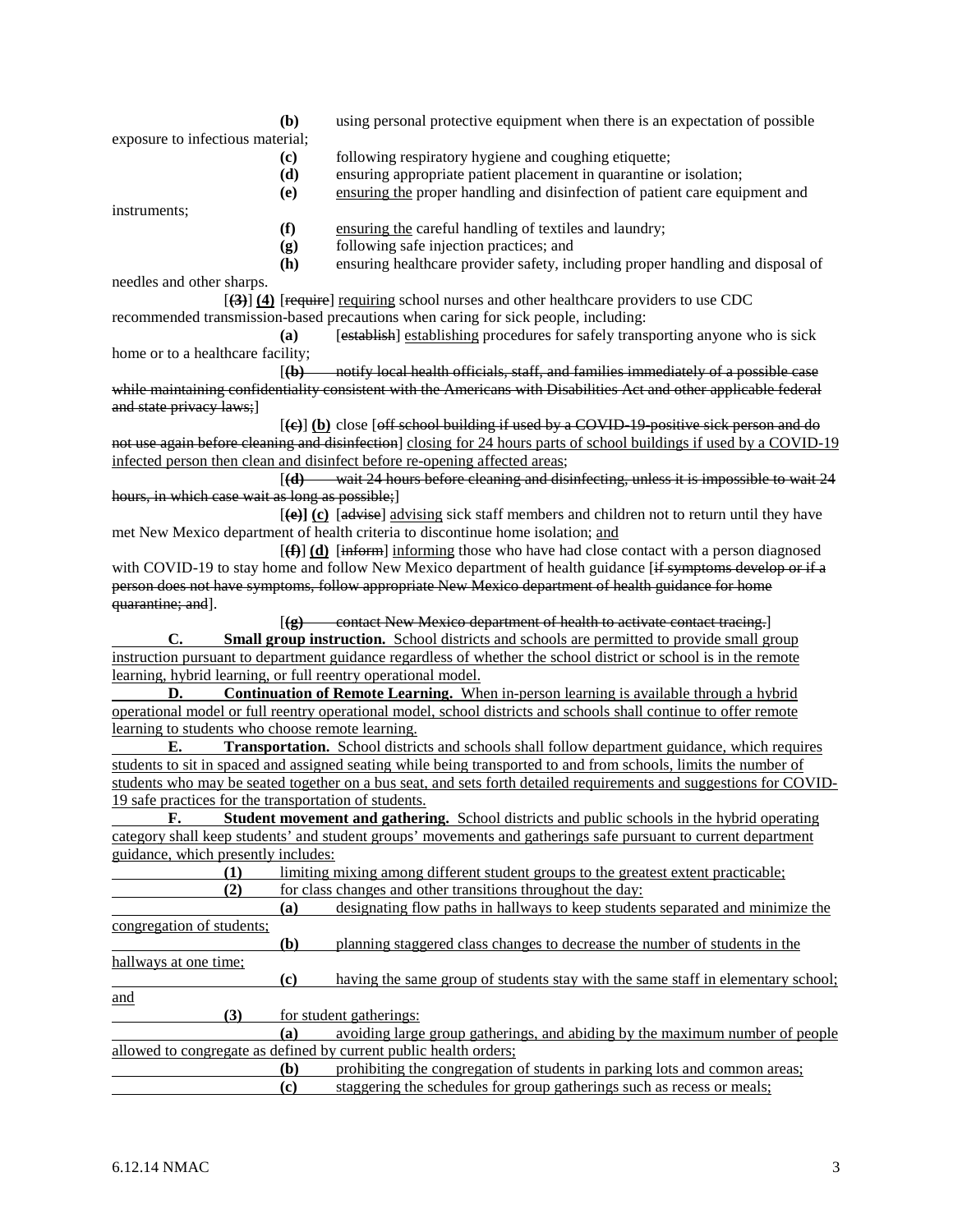(b) using personal protective equipment when there is an expectation of possible exposure to infectious material;

(c) following respiratory hygiene and coughing etiquette;

(d) ensuring appropriate patient placement in quarantine or isolation;

(e) ensuring the proper handling and disinfection of patient care equipment and instruments;

(f) ensuring the careful handling of textiles and laundry;

(g) following safe injection practices; and

(h) ensuring healthcare provider safety, including proper handling and disposal of needles and other sharps.

[~~(3)~~] **(4)** [~~require~~] requiring school nurses and other healthcare providers to use CDC recommended transmission-based precautions when caring for sick people, including:

(a) [~~establish~~] establishing procedures for safely transporting anyone who is sick home or to a healthcare facility;

[~~(b) notify local health officials, staff, and families immediately of a possible case while maintaining confidentiality consistent with the Americans with Disabilities Act and other applicable federal and state privacy laws;~~]

[~~(c)~~] **(b)** close [~~off school building if used by a COVID-19-positive sick person and do not use again before cleaning and disinfection~~] closing for 24 hours parts of school buildings if used by a COVID-19 infected person then clean and disinfect before re-opening affected areas;

[~~(d) wait 24 hours before cleaning and disinfecting, unless it is impossible to wait 24 hours, in which case wait as long as possible;~~]

[~~(e)~~] **(c)** [~~advise~~] advising sick staff members and children not to return until they have met New Mexico department of health criteria to discontinue home isolation; and

[~~(f)~~] **(d)** [~~inform~~] informing those who have had close contact with a person diagnosed with COVID-19 to stay home and follow New Mexico department of health guidance [~~if symptoms develop or if a person does not have symptoms, follow appropriate New Mexico department of health guidance for home quarantine; and~~].

[~~(g) contact New Mexico department of health to activate contact tracing.~~]

**C. Small group instruction.** School districts and schools are permitted to provide small group instruction pursuant to department guidance regardless of whether the school district or school is in the remote learning, hybrid learning, or full reentry operational model.

**D. Continuation of Remote Learning.** When in-person learning is available through a hybrid operational model or full reentry operational model, school districts and schools shall continue to offer remote learning to students who choose remote learning.

**E. Transportation.** School districts and schools shall follow department guidance, which requires students to sit in spaced and assigned seating while being transported to and from schools, limits the number of students who may be seated together on a bus seat, and sets forth detailed requirements and suggestions for COVID-19 safe practices for the transportation of students.

**F. Student movement and gathering.** School districts and public schools in the hybrid operating category shall keep students' and student groups' movements and gatherings safe pursuant to current department guidance, which presently includes:

(1) limiting mixing among different student groups to the greatest extent practicable;

(2) for class changes and other transitions throughout the day:

(a) designating flow paths in hallways to keep students separated and minimize the congregation of students;

(b) planning staggered class changes to decrease the number of students in the hallways at one time;

(c) having the same group of students stay with the same staff in elementary school; and

(3) for student gatherings:

(a) avoiding large group gatherings, and abiding by the maximum number of people allowed to congregate as defined by current public health orders;

(b) prohibiting the congregation of students in parking lots and common areas;

(c) staggering the schedules for group gatherings such as recess or meals;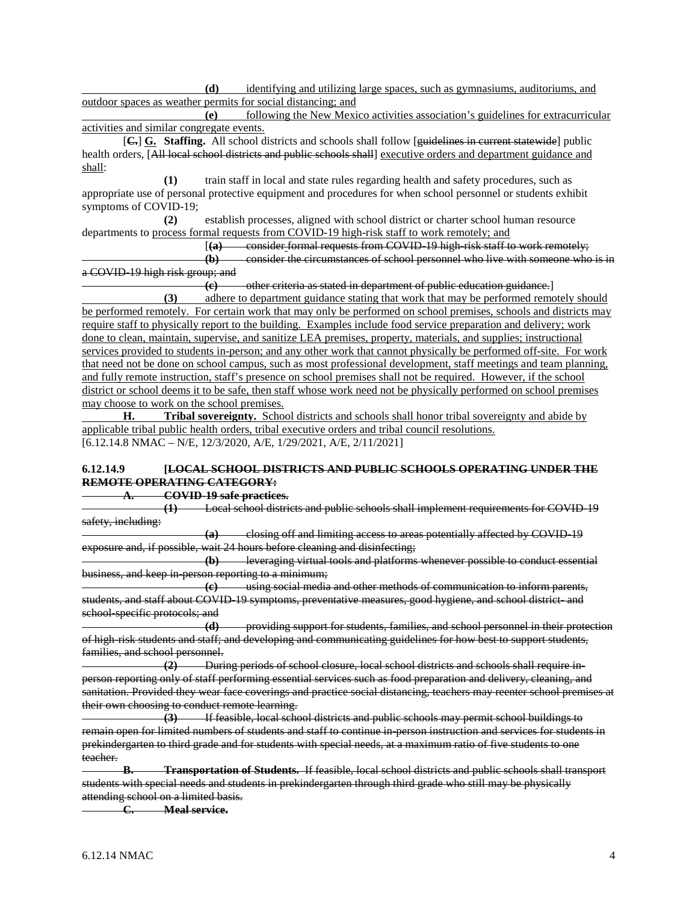**(d)** identifying and utilizing large spaces, such as gymnasiums, auditoriums, and outdoor spaces as weather permits for social distancing; and

**(e)** following the New Mexico activities association's guidelines for extracurricular activities and similar congregate events.

[~~**C.**~~] **G. Staffing.** All school districts and schools shall follow [~~guidelines in current statewide~~] public health orders, [~~All local school districts and public schools shall~~] executive orders and department guidance and shall:

**(1)** train staff in local and state rules regarding health and safety procedures, such as appropriate use of personal protective equipment and procedures for when school personnel or students exhibit symptoms of COVID-19;

**(2)** establish processes, aligned with school district or charter school human resource departments to process formal requests from COVID-19 high-risk staff to work remotely; and

[~~**(a)** consider formal requests from COVID-19 high-risk staff to work remotely;~~

~~**(b)** consider the circumstances of school personnel who live with someone who is in a COVID-19 high risk group; and~~

~~**(c)** other criteria as stated in department of public education guidance.~~]

**(3)** adhere to department guidance stating that work that may be performed remotely should be performed remotely. For certain work that may only be performed on school premises, schools and districts may require staff to physically report to the building. Examples include food service preparation and delivery; work done to clean, maintain, supervise, and sanitize LEA premises, property, materials, and supplies; instructional services provided to students in-person; and any other work that cannot physically be performed off-site. For work that need not be done on school campus, such as most professional development, staff meetings and team planning, and fully remote instruction, staff's presence on school premises shall not be required. However, if the school district or school deems it to be safe, then staff whose work need not be physically performed on school premises may choose to work on the school premises.

**H. Tribal sovereignty.** School districts and schools shall honor tribal sovereignty and abide by applicable tribal public health orders, tribal executive orders and tribal council resolutions.

[6.12.14.8 NMAC – N/E, 12/3/2020, A/E, 1/29/2021, A/E, 2/11/2021]

**6.12.14.9** [~~**LOCAL SCHOOL DISTRICTS AND PUBLIC SCHOOLS OPERATING UNDER THE REMOTE OPERATING CATEGORY:**~~

~~**A. COVID-19 safe practices.**~~

~~**(1)** Local school districts and public schools shall implement requirements for COVID-19 safety, including:~~

~~**(a)** closing off and limiting access to areas potentially affected by COVID-19 exposure and, if possible, wait 24 hours before cleaning and disinfecting;~~

~~**(b)** leveraging virtual tools and platforms whenever possible to conduct essential business, and keep in-person reporting to a minimum;~~

~~**(c)** using social media and other methods of communication to inform parents, students, and staff about COVID-19 symptoms, preventative measures, good hygiene, and school district- and school-specific protocols; and~~

~~**(d)** providing support for students, families, and school personnel in their protection of high-risk students and staff; and developing and communicating guidelines for how best to support students, families, and school personnel.~~

~~**(2)** During periods of school closure, local school districts and schools shall require in-person reporting only of staff performing essential services such as food preparation and delivery, cleaning, and sanitation. Provided they wear face coverings and practice social distancing, teachers may reenter school premises at their own choosing to conduct remote learning.~~

~~**(3)** If feasible, local school districts and public schools may permit school buildings to remain open for limited numbers of students and staff to continue in-person instruction and services for students in prekindergarten to third grade and for students with special needs, at a maximum ratio of five students to one teacher.~~

~~**B. Transportation of Students.** If feasible, local school districts and public schools shall transport students with special needs and students in prekindergarten through third grade who still may be physically attending school on a limited basis.~~

~~**C. Meal service.**~~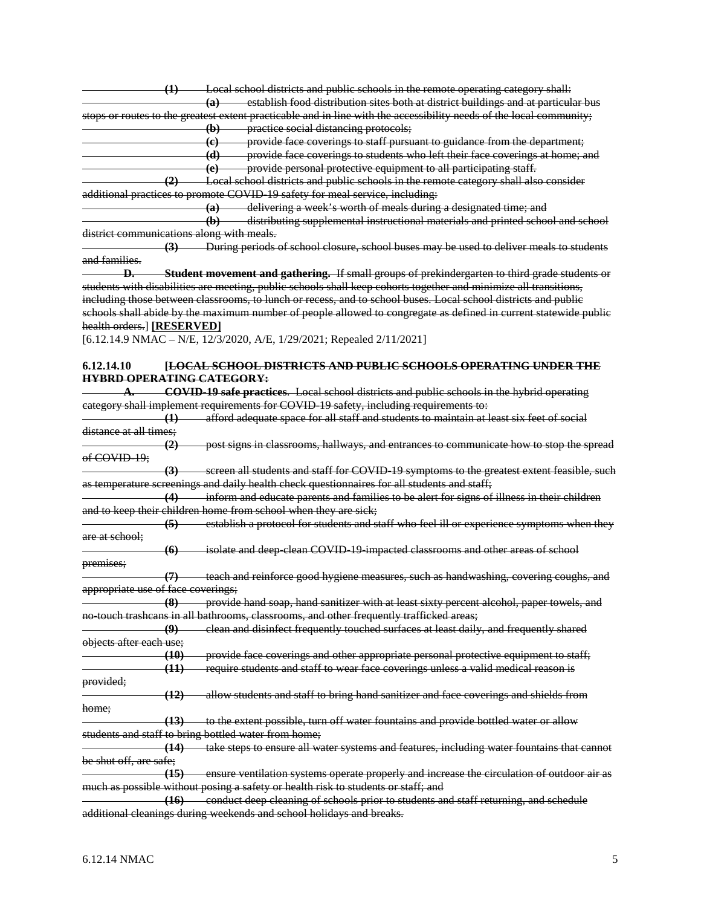~~**(1)** Local school districts and public schools in the remote operating category shall:~~

~~**(a)** establish food distribution sites both at district buildings and at particular bus stops or routes to the greatest extent practicable and in line with the accessibility needs of the local community;~~

~~**(b)** practice social distancing protocols;~~

~~**(c)** provide face coverings to staff pursuant to guidance from the department;~~

~~**(d)** provide face coverings to students who left their face coverings at home; and~~

~~**(e)** provide personal protective equipment to all participating staff.~~

~~**(2)** Local school districts and public schools in the remote category shall also consider additional practices to promote COVID-19 safety for meal service, including:~~

~~**(a)** delivering a week's worth of meals during a designated time; and~~

~~**(b)** distributing supplemental instructional materials and printed school and school district communications along with meals.~~

~~**(3)** During periods of school closure, school buses may be used to deliver meals to students and families.~~

~~**D. Student movement and gathering.** If small groups of prekindergarten to third grade students or students with disabilities are meeting, public schools shall keep cohorts together and minimize all transitions, including those between classrooms, to lunch or recess, and to school buses. Local school districts and public schools shall abide by the maximum number of people allowed to congregate as defined in current statewide public health orders.~~] **[RESERVED]**

[6.12.14.9 NMAC – N/E, 12/3/2020, A/E, 1/29/2021; Repealed 2/11/2021]

**6.12.14.10 [~~LOCAL SCHOOL DISTRICTS AND PUBLIC SCHOOLS OPERATING UNDER THE HYBRD OPERATING CATEGORY:~~**

~~**A. COVID-19 safe practices**. Local school districts and public schools in the hybrid operating category shall implement requirements for COVID-19 safety, including requirements to:~~

~~**(1)** afford adequate space for all staff and students to maintain at least six feet of social distance at all times;~~

~~**(2)** post signs in classrooms, hallways, and entrances to communicate how to stop the spread of COVID-19;~~

~~**(3)** screen all students and staff for COVID-19 symptoms to the greatest extent feasible, such as temperature screenings and daily health check questionnaires for all students and staff;~~

~~**(4)** inform and educate parents and families to be alert for signs of illness in their children and to keep their children home from school when they are sick;~~

~~**(5)** establish a protocol for students and staff who feel ill or experience symptoms when they are at school;~~

~~**(6)** isolate and deep-clean COVID-19-impacted classrooms and other areas of school premises;~~

~~**(7)** teach and reinforce good hygiene measures, such as handwashing, covering coughs, and appropriate use of face coverings;~~

~~**(8)** provide hand soap, hand sanitizer with at least sixty percent alcohol, paper towels, and no-touch trashcans in all bathrooms, classrooms, and other frequently trafficked areas;~~

~~**(9)** clean and disinfect frequently touched surfaces at least daily, and frequently shared objects after each use;~~

~~**(10)** provide face coverings and other appropriate personal protective equipment to staff;~~

~~**(11)** require students and staff to wear face coverings unless a valid medical reason is provided;~~

~~**(12)** allow students and staff to bring hand sanitizer and face coverings and shields from home;~~

~~**(13)** to the extent possible, turn off water fountains and provide bottled water or allow students and staff to bring bottled water from home;~~

~~**(14)** take steps to ensure all water systems and features, including water fountains that cannot be shut off, are safe;~~

~~**(15)** ensure ventilation systems operate properly and increase the circulation of outdoor air as much as possible without posing a safety or health risk to students or staff; and~~

~~**(16)** conduct deep cleaning of schools prior to students and staff returning, and schedule additional cleanings during weekends and school holidays and breaks.~~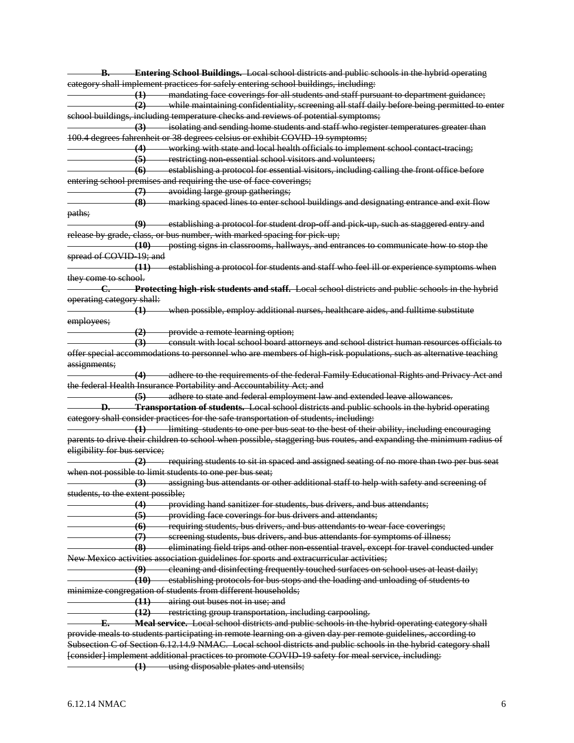~~**B. Entering School Buildings.** Local school districts and public schools in the hybrid operating category shall implement practices for safely entering school buildings, including:~~

~~**(1)** mandating face coverings for all students and staff pursuant to department guidance;~~

~~**(2)** while maintaining confidentiality, screening all staff daily before being permitted to enter school buildings, including temperature checks and reviews of potential symptoms;~~

~~**(3)** isolating and sending home students and staff who register temperatures greater than 100.4 degrees fahrenheit or 38 degrees celsius or exhibit COVID-19 symptoms;~~

~~**(4)** working with state and local health officials to implement school contact-tracing;~~

~~**(5)** restricting non-essential school visitors and volunteers;~~

~~**(6)** establishing a protocol for essential visitors, including calling the front office before entering school premises and requiring the use of face coverings;~~

~~**(7)** avoiding large group gatherings;~~

~~**(8)** marking spaced lines to enter school buildings and designating entrance and exit flow paths;~~

~~**(9)** establishing a protocol for student drop-off and pick-up, such as staggered entry and release by grade, class, or bus number, with marked spacing for pick-up;~~

~~**(10)** posting signs in classrooms, hallways, and entrances to communicate how to stop the spread of COVID-19; and~~

~~**(11)** establishing a protocol for students and staff who feel ill or experience symptoms when they come to school.~~

~~**C. Protecting high-risk students and staff.** Local school districts and public schools in the hybrid operating category shall:~~

~~**(1)** when possible, employ additional nurses, healthcare aides, and fulltime substitute employees;~~

~~**(2)** provide a remote learning option;~~

~~**(3)** consult with local school board attorneys and school district human resources officials to offer special accommodations to personnel who are members of high-risk populations, such as alternative teaching assignments;~~

~~**(4)** adhere to the requirements of the federal Family Educational Rights and Privacy Act and the federal Health Insurance Portability and Accountability Act; and~~

~~**(5)** adhere to state and federal employment law and extended leave allowances.~~

~~**D. Transportation of students.** Local school districts and public schools in the hybrid operating category shall consider practices for the safe transportation of students, including:~~

~~**(1)** limiting students to one per bus seat to the best of their ability, including encouraging parents to drive their children to school when possible, staggering bus routes, and expanding the minimum radius of eligibility for bus service;~~

~~**(2)** requiring students to sit in spaced and assigned seating of no more than two per bus seat when not possible to limit students to one per bus seat;~~

~~**(3)** assigning bus attendants or other additional staff to help with safety and screening of students, to the extent possible;~~

~~**(4)** providing hand sanitizer for students, bus drivers, and bus attendants;~~

~~**(5)** providing face coverings for bus drivers and attendants;~~

~~**(6)** requiring students, bus drivers, and bus attendants to wear face coverings;~~

~~**(7)** screening students, bus drivers, and bus attendants for symptoms of illness;~~

~~**(8)** eliminating field trips and other non-essential travel, except for travel conducted under New Mexico activities association guidelines for sports and extracurricular activities;~~

~~**(9)** cleaning and disinfecting frequently touched surfaces on school uses at least daily;~~

~~**(10)** establishing protocols for bus stops and the loading and unloading of students to minimize congregation of students from different households;~~

~~**(11)** airing out buses not in use; and~~

~~**(12)** restricting group transportation, including carpooling.~~

~~**E. Meal service.** Local school districts and public schools in the hybrid operating category shall provide meals to students participating in remote learning on a given day per remote guidelines, according to Subsection C of Section 6.12.14.9 NMAC. Local school districts and public schools in the hybrid category shall [consider] implement additional practices to promote COVID-19 safety for meal service, including:~~

~~**(1)** using disposable plates and utensils;~~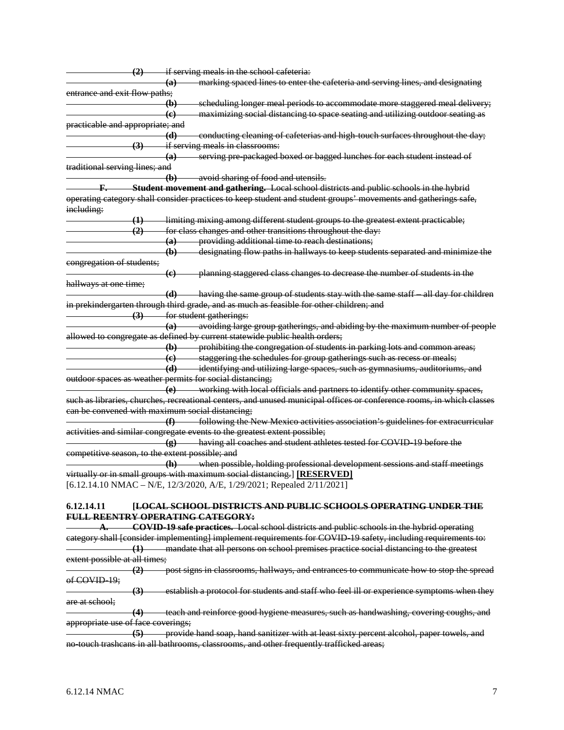(2) if serving meals in the school cafeteria:

(a) marking spaced lines to enter the cafeteria and serving lines, and designating entrance and exit flow paths;

(b) scheduling longer meal periods to accommodate more staggered meal delivery;

(c) maximizing social distancing to space seating and utilizing outdoor seating as practicable and appropriate; and

(d) conducting cleaning of cafeterias and high-touch surfaces throughout the day;

(3) if serving meals in classrooms:

(a) serving pre-packaged boxed or bagged lunches for each student instead of traditional serving lines; and

(b) avoid sharing of food and utensils.

**F. Student movement and gathering.** Local school districts and public schools in the hybrid operating category shall consider practices to keep student and student groups' movements and gatherings safe, including:

(1) limiting mixing among different student groups to the greatest extent practicable;

(2) for class changes and other transitions throughout the day:

(a) providing additional time to reach destinations;

(b) designating flow paths in hallways to keep students separated and minimize the congregation of students;

(c) planning staggered class changes to decrease the number of students in the hallways at one time;

(d) having the same group of students stay with the same staff – all day for children in prekindergarten through third grade, and as much as feasible for other children; and

(3) for student gatherings:

(a) avoiding large group gatherings, and abiding by the maximum number of people allowed to congregate as defined by current statewide public health orders;

(b) prohibiting the congregation of students in parking lots and common areas;

(c) staggering the schedules for group gatherings such as recess or meals;

(d) identifying and utilizing large spaces, such as gymnasiums, auditoriums, and outdoor spaces as weather permits for social distancing;

(e) working with local officials and partners to identify other community spaces, such as libraries, churches, recreational centers, and unused municipal offices or conference rooms, in which classes can be convened with maximum social distancing;

(f) following the New Mexico activities association's guidelines for extracurricular activities and similar congregate events to the greatest extent possible;

(g) having all coaches and student athletes tested for COVID-19 before the competitive season, to the extent possible; and

(h) when possible, holding professional development sessions and staff meetings virtually or in small groups with maximum social distancing.] **[RESERVED]**

[6.12.14.10 NMAC – N/E, 12/3/2020, A/E, 1/29/2021; Repealed 2/11/2021]

**6.12.14.11 [LOCAL SCHOOL DISTRICTS AND PUBLIC SCHOOLS OPERATING UNDER THE FULL REENTRY OPERATING CATEGORY:**

**A. COVID-19 safe practices.** Local school districts and public schools in the hybrid operating category shall [consider implementing] implement requirements for COVID-19 safety, including requirements to:

(1) mandate that all persons on school premises practice social distancing to the greatest extent possible at all times;

(2) post signs in classrooms, hallways, and entrances to communicate how to stop the spread of COVID-19;

(3) establish a protocol for students and staff who feel ill or experience symptoms when they are at school;

(4) teach and reinforce good hygiene measures, such as handwashing, covering coughs, and appropriate use of face coverings;

(5) provide hand soap, hand sanitizer with at least sixty percent alcohol, paper towels, and no-touch trashcans in all bathrooms, classrooms, and other frequently trafficked areas;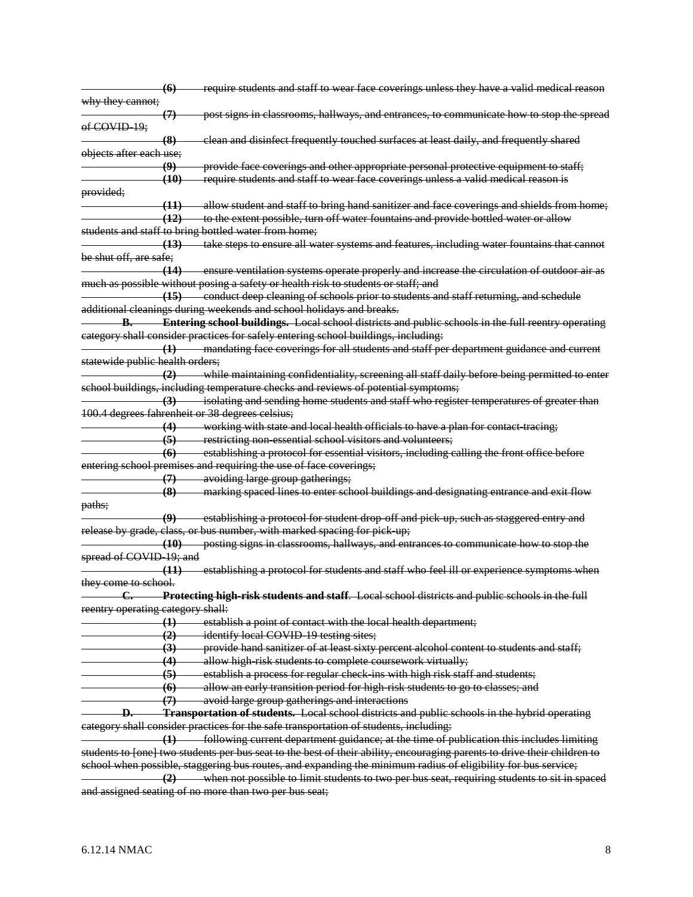~~**(6)** require students and staff to wear face coverings unless they have a valid medical reason why they cannot;~~

~~**(7)** post signs in classrooms, hallways, and entrances, to communicate how to stop the spread of COVID-19;~~

~~**(8)** clean and disinfect frequently touched surfaces at least daily, and frequently shared objects after each use;~~

~~**(9)** provide face coverings and other appropriate personal protective equipment to staff;~~

~~**(10)** require students and staff to wear face coverings unless a valid medical reason is provided;~~

~~**(11)** allow student and staff to bring hand sanitizer and face coverings and shields from home;~~

~~**(12)** to the extent possible, turn off water fountains and provide bottled water or allow students and staff to bring bottled water from home;~~

~~**(13)** take steps to ensure all water systems and features, including water fountains that cannot be shut off, are safe;~~

~~**(14)** ensure ventilation systems operate properly and increase the circulation of outdoor air as much as possible without posing a safety or health risk to students or staff; and~~

~~**(15)** conduct deep cleaning of schools prior to students and staff returning, and schedule additional cleanings during weekends and school holidays and breaks.~~

~~**B. Entering school buildings.** Local school districts and public schools in the full reentry operating category shall consider practices for safely entering school buildings, including:~~

~~**(1)** mandating face coverings for all students and staff per department guidance and current statewide public health orders;~~

~~**(2)** while maintaining confidentiality, screening all staff daily before being permitted to enter school buildings, including temperature checks and reviews of potential symptoms;~~

~~**(3)** isolating and sending home students and staff who register temperatures of greater than 100.4 degrees fahrenheit or 38 degrees celsius;~~

~~**(4)** working with state and local health officials to have a plan for contact-tracing;~~

~~**(5)** restricting non-essential school visitors and volunteers;~~

~~**(6)** establishing a protocol for essential visitors, including calling the front office before entering school premises and requiring the use of face coverings;~~

~~**(7)** avoiding large group gatherings;~~

~~**(8)** marking spaced lines to enter school buildings and designating entrance and exit flow paths;~~

~~**(9)** establishing a protocol for student drop-off and pick-up, such as staggered entry and release by grade, class, or bus number, with marked spacing for pick-up;~~

~~**(10)** posting signs in classrooms, hallways, and entrances to communicate how to stop the spread of COVID-19; and~~

~~**(11)** establishing a protocol for students and staff who feel ill or experience symptoms when they come to school.~~

~~**C. Protecting high-risk students and staff**. Local school districts and public schools in the full reentry operating category shall:~~

~~**(1)** establish a point of contact with the local health department;~~

~~**(2)** identify local COVID-19 testing sites;~~

~~**(3)** provide hand sanitizer of at least sixty percent alcohol content to students and staff;~~

~~**(4)** allow high-risk students to complete coursework virtually;~~

~~**(5)** establish a process for regular check-ins with high risk staff and students;~~

~~**(6)** allow an early transition period for high-risk students to go to classes; and~~

~~**(7)** avoid large group gatherings and interactions~~

~~**D. Transportation of students.** Local school districts and public schools in the hybrid operating category shall consider practices for the safe transportation of students, including:~~

~~**(1)** following current department guidance; at the time of publication this includes limiting students to [one] two students per bus seat to the best of their ability, encouraging parents to drive their children to school when possible, staggering bus routes, and expanding the minimum radius of eligibility for bus service;~~

~~**(2)** when not possible to limit students to two per bus seat, requiring students to sit in spaced and assigned seating of no more than two per bus seat;~~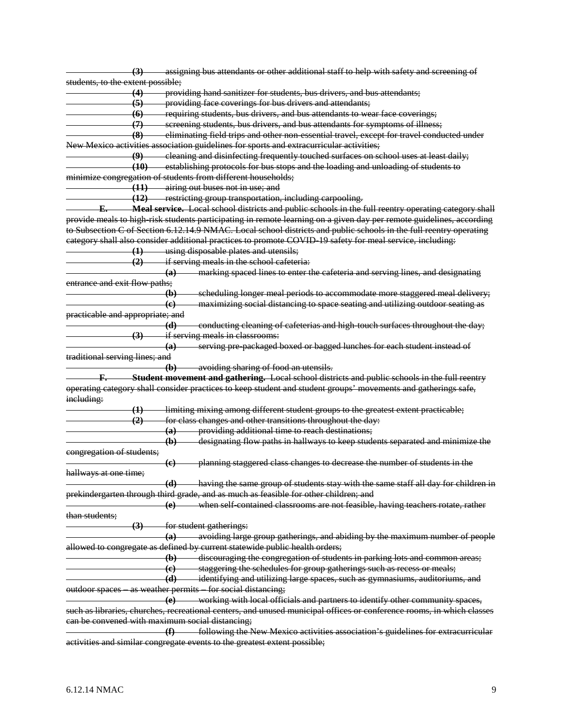~~(3) assigning bus attendants or other additional staff to help with safety and screening of students, to the extent possible;~~

~~(4) providing hand sanitizer for students, bus drivers, and bus attendants;~~

~~(5) providing face coverings for bus drivers and attendants;~~

~~(6) requiring students, bus drivers, and bus attendants to wear face coverings;~~

~~(7) screening students, bus drivers, and bus attendants for symptoms of illness;~~

~~(8) eliminating field trips and other non-essential travel, except for travel conducted under New Mexico activities association guidelines for sports and extracurricular activities;~~

~~(9) cleaning and disinfecting frequently touched surfaces on school uses at least daily;~~

~~(10) establishing protocols for bus stops and the loading and unloading of students to minimize congregation of students from different households;~~

~~(11) airing out buses not in use; and~~

~~(12) restricting group transportation, including carpooling.~~

~~**E. Meal service.** Local school districts and public schools in the full reentry operating category shall provide meals to high-risk students participating in remote learning on a given day per remote guidelines, according to Subsection C of Section 6.12.14.9 NMAC. Local school districts and public schools in the full reentry operating category shall also consider additional practices to promote COVID-19 safety for meal service, including:~~

~~(1) using disposable plates and utensils;~~

~~(2) if serving meals in the school cafeteria:~~

~~(a) marking spaced lines to enter the cafeteria and serving lines, and designating entrance and exit flow paths;~~

~~(b) scheduling longer meal periods to accommodate more staggered meal delivery;~~

~~(c) maximizing social distancing to space seating and utilizing outdoor seating as practicable and appropriate; and~~

~~(d) conducting cleaning of cafeterias and high-touch surfaces throughout the day;~~

~~(3) if serving meals in classrooms:~~

~~(a) serving pre-packaged boxed or bagged lunches for each student instead of traditional serving lines; and~~

~~(b) avoiding sharing of food an utensils.~~

~~**F. Student movement and gathering.** Local school districts and public schools in the full reentry operating category shall consider practices to keep student and student groups' movements and gatherings safe, including:~~

~~(1) limiting mixing among different student groups to the greatest extent practicable;~~

~~(2) for class changes and other transitions throughout the day:~~

~~(a) providing additional time to reach destinations;~~

~~(b) designating flow paths in hallways to keep students separated and minimize the congregation of students;~~

~~(c) planning staggered class changes to decrease the number of students in the hallways at one time;~~

~~(d) having the same group of students stay with the same staff all day for children in prekindergarten through third grade, and as much as feasible for other children; and~~

~~(e) when self-contained classrooms are not feasible, having teachers rotate, rather than students;~~

~~(3) for student gatherings:~~

~~(a) avoiding large group gatherings, and abiding by the maximum number of people allowed to congregate as defined by current statewide public health orders;~~

~~(b) discouraging the congregation of students in parking lots and common areas;~~

~~(c) staggering the schedules for group gatherings such as recess or meals;~~

~~(d) identifying and utilizing large spaces, such as gymnasiums, auditoriums, and outdoor spaces – as weather permits – for social distancing;~~

~~(e) working with local officials and partners to identify other community spaces, such as libraries, churches, recreational centers, and unused municipal offices or conference rooms, in which classes can be convened with maximum social distancing;~~

~~(f) following the New Mexico activities association's guidelines for extracurricular activities and similar congregate events to the greatest extent possible;~~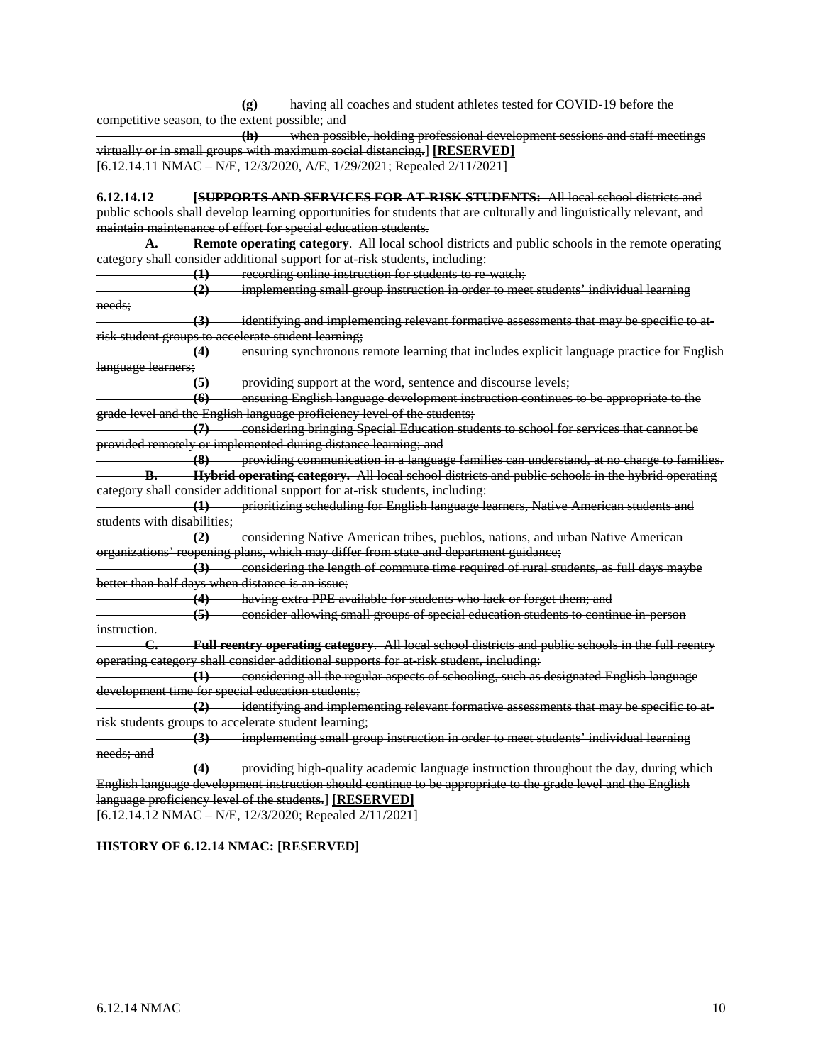~~(g) having all coaches and student athletes tested for COVID-19 before the competitive season, to the extent possible; and~~

~~(h) when possible, holding professional development sessions and staff meetings virtually or in small groups with maximum social distancing.~~] **[RESERVED]**

[6.12.14.11 NMAC – N/E, 12/3/2020, A/E, 1/29/2021; Repealed 2/11/2021]

**6.12.14.12** [~~**SUPPORTS AND SERVICES FOR AT-RISK STUDENTS:** All local school districts and public schools shall develop learning opportunities for students that are culturally and linguistically relevant, and maintain maintenance of effort for special education students.~~

~~**A. Remote operating category**. All local school districts and public schools in the remote operating category shall consider additional support for at-risk students, including:~~

~~**(1)** recording online instruction for students to re-watch;~~

~~**(2)** implementing small group instruction in order to meet students' individual learning needs;~~

~~**(3)** identifying and implementing relevant formative assessments that may be specific to at-risk student groups to accelerate student learning;~~

~~**(4)** ensuring synchronous remote learning that includes explicit language practice for English language learners;~~

~~**(5)** providing support at the word, sentence and discourse levels;~~

~~**(6)** ensuring English language development instruction continues to be appropriate to the grade level and the English language proficiency level of the students;~~

~~**(7)** considering bringing Special Education students to school for services that cannot be provided remotely or implemented during distance learning; and~~

~~**(8)** providing communication in a language families can understand, at no charge to families.~~

~~**B. Hybrid operating category.** All local school districts and public schools in the hybrid operating category shall consider additional support for at-risk students, including:~~

~~**(1)** prioritizing scheduling for English language learners, Native American students and students with disabilities;~~

~~**(2)** considering Native American tribes, pueblos, nations, and urban Native American organizations' reopening plans, which may differ from state and department guidance;~~

~~**(3)** considering the length of commute time required of rural students, as full days maybe better than half days when distance is an issue;~~

~~**(4)** having extra PPE available for students who lack or forget them; and~~

~~**(5)** consider allowing small groups of special education students to continue in-person instruction.~~

~~**C. Full reentry operating category**. All local school districts and public schools in the full reentry operating category shall consider additional supports for at-risk student, including:~~

~~**(1)** considering all the regular aspects of schooling, such as designated English language development time for special education students;~~

~~**(2)** identifying and implementing relevant formative assessments that may be specific to at-risk students groups to accelerate student learning;~~

~~**(3)** implementing small group instruction in order to meet students' individual learning needs; and~~

~~**(4)** providing high-quality academic language instruction throughout the day, during which English language development instruction should continue to be appropriate to the grade level and the English language proficiency level of the students.~~] **[RESERVED]**

[6.12.14.12 NMAC – N/E, 12/3/2020; Repealed 2/11/2021]

**HISTORY OF 6.12.14 NMAC: [RESERVED]**